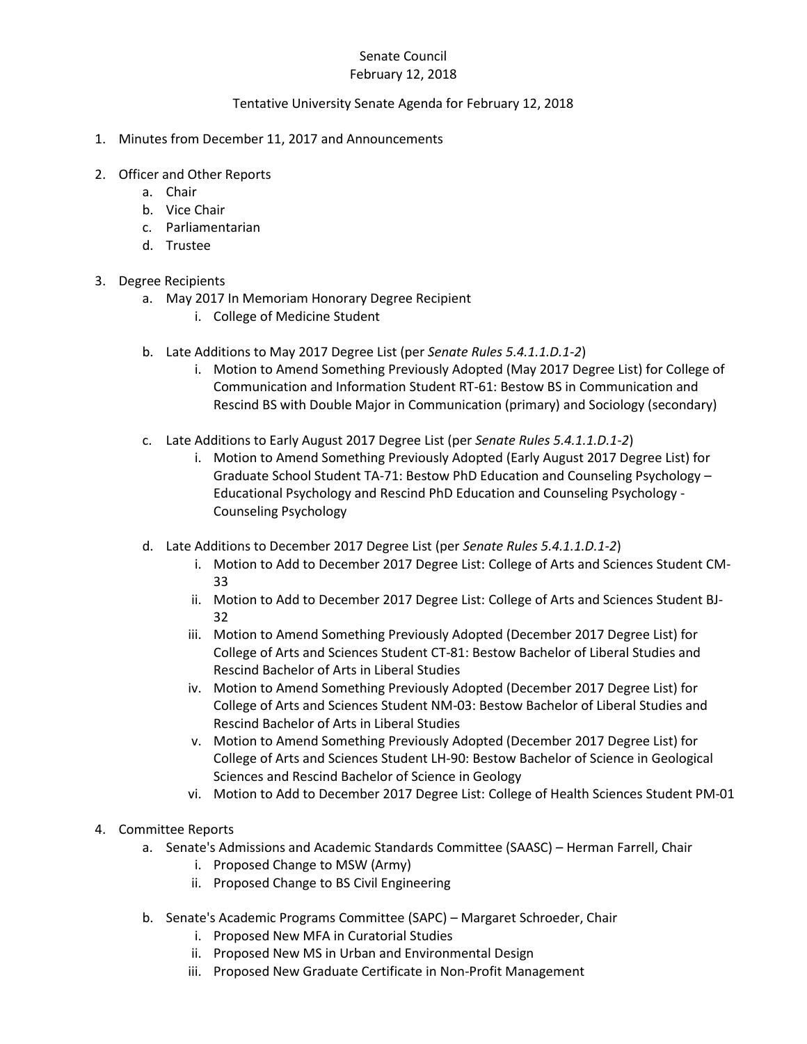Senate Council

February 12, 2018

Tentative University Senate Agenda for February 12, 2018

1. Minutes from December 11, 2017 and Announcements

2. Officer and Other Reports
    a. Chair
    b. Vice Chair
    c. Parliamentarian
    d. Trustee

3. Degree Recipients
    a. May 2017 In Memoriam Honorary Degree Recipient
        i. College of Medicine Student

    b. Late Additions to May 2017 Degree List (per *Senate Rules 5.4.1.1.D.1-2*)
        i. Motion to Amend Something Previously Adopted (May 2017 Degree List) for College of Communication and Information Student RT-61: Bestow BS in Communication and Rescind BS with Double Major in Communication (primary) and Sociology (secondary)

    c. Late Additions to Early August 2017 Degree List (per *Senate Rules 5.4.1.1.D.1-2*)
        i. Motion to Amend Something Previously Adopted (Early August 2017 Degree List) for Graduate School Student TA-71: Bestow PhD Education and Counseling Psychology – Educational Psychology and Rescind PhD Education and Counseling Psychology - Counseling Psychology

    d. Late Additions to December 2017 Degree List (per *Senate Rules 5.4.1.1.D.1-2*)
        i. Motion to Add to December 2017 Degree List: College of Arts and Sciences Student CM-33
        ii. Motion to Add to December 2017 Degree List: College of Arts and Sciences Student BJ-32
        iii. Motion to Amend Something Previously Adopted (December 2017 Degree List) for College of Arts and Sciences Student CT-81: Bestow Bachelor of Liberal Studies and Rescind Bachelor of Arts in Liberal Studies
        iv. Motion to Amend Something Previously Adopted (December 2017 Degree List) for College of Arts and Sciences Student NM-03: Bestow Bachelor of Liberal Studies and Rescind Bachelor of Arts in Liberal Studies
        v. Motion to Amend Something Previously Adopted (December 2017 Degree List) for College of Arts and Sciences Student LH-90: Bestow Bachelor of Science in Geological Sciences and Rescind Bachelor of Science in Geology
        vi. Motion to Add to December 2017 Degree List: College of Health Sciences Student PM-01

4. Committee Reports
    a. Senate's Admissions and Academic Standards Committee (SAASC) – Herman Farrell, Chair
        i. Proposed Change to MSW (Army)
        ii. Proposed Change to BS Civil Engineering

    b. Senate's Academic Programs Committee (SAPC) – Margaret Schroeder, Chair
        i. Proposed New MFA in Curatorial Studies
        ii. Proposed New MS in Urban and Environmental Design
        iii. Proposed New Graduate Certificate in Non-Profit Management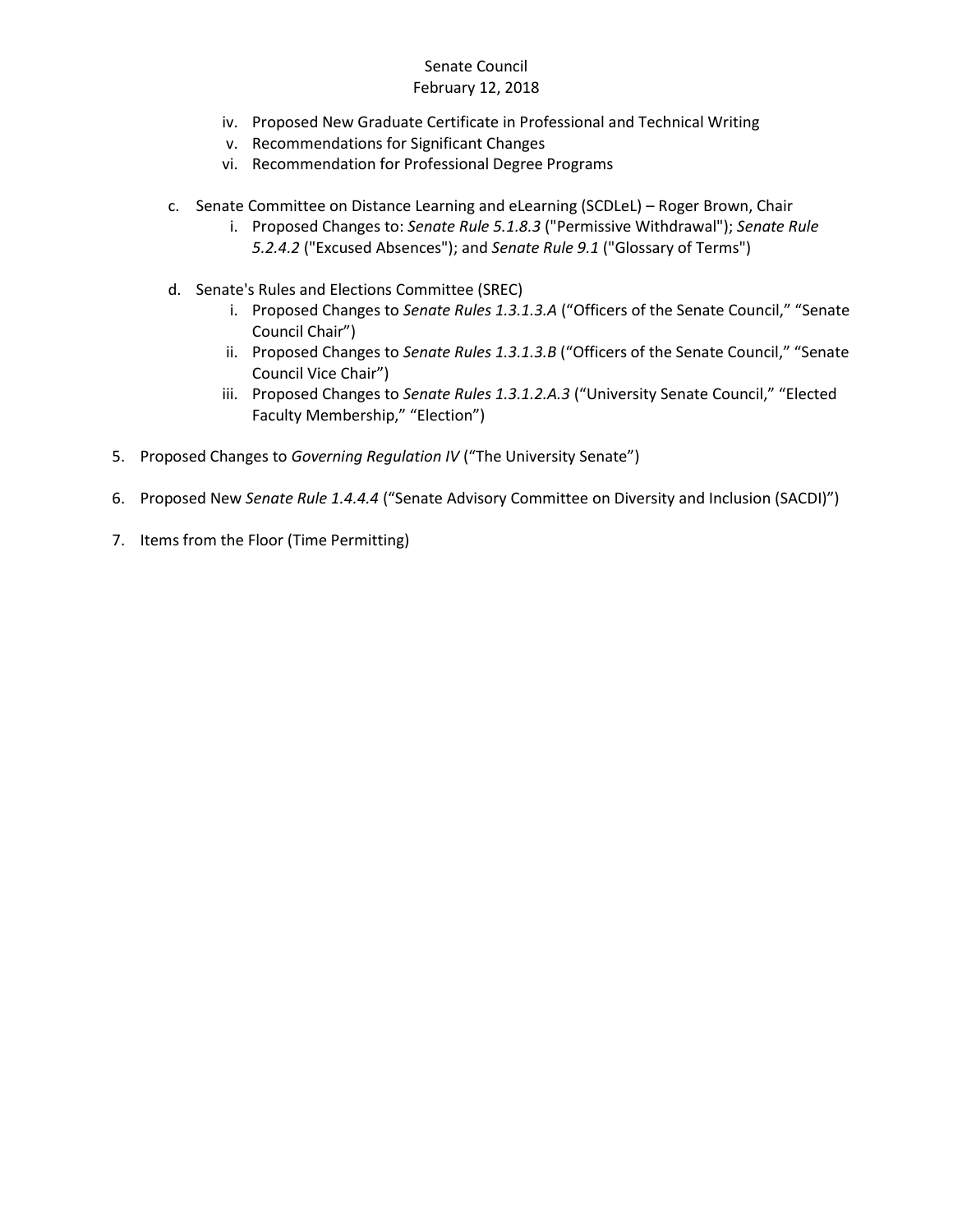iv. Proposed New Graduate Certificate in Professional and Technical Writing
v. Recommendations for Significant Changes
vi. Recommendation for Professional Degree Programs

c. Senate Committee on Distance Learning and eLearning (SCDLeL) – Roger Brown, Chair
   i. Proposed Changes to: *Senate Rule 5.1.8.3* ("Permissive Withdrawal"); *Senate Rule 5.2.4.2* ("Excused Absences"); and *Senate Rule 9.1* ("Glossary of Terms")

d. Senate's Rules and Elections Committee (SREC)
   i. Proposed Changes to *Senate Rules 1.3.1.3.A* ("Officers of the Senate Council," "Senate Council Chair")
   ii. Proposed Changes to *Senate Rules 1.3.1.3.B* ("Officers of the Senate Council," "Senate Council Vice Chair")
   iii. Proposed Changes to *Senate Rules 1.3.1.2.A.3* ("University Senate Council," "Elected Faculty Membership," "Election")

5. Proposed Changes to *Governing Regulation IV* ("The University Senate")

6. Proposed New *Senate Rule 1.4.4.4* ("Senate Advisory Committee on Diversity and Inclusion (SACDI)")

7. Items from the Floor (Time Permitting)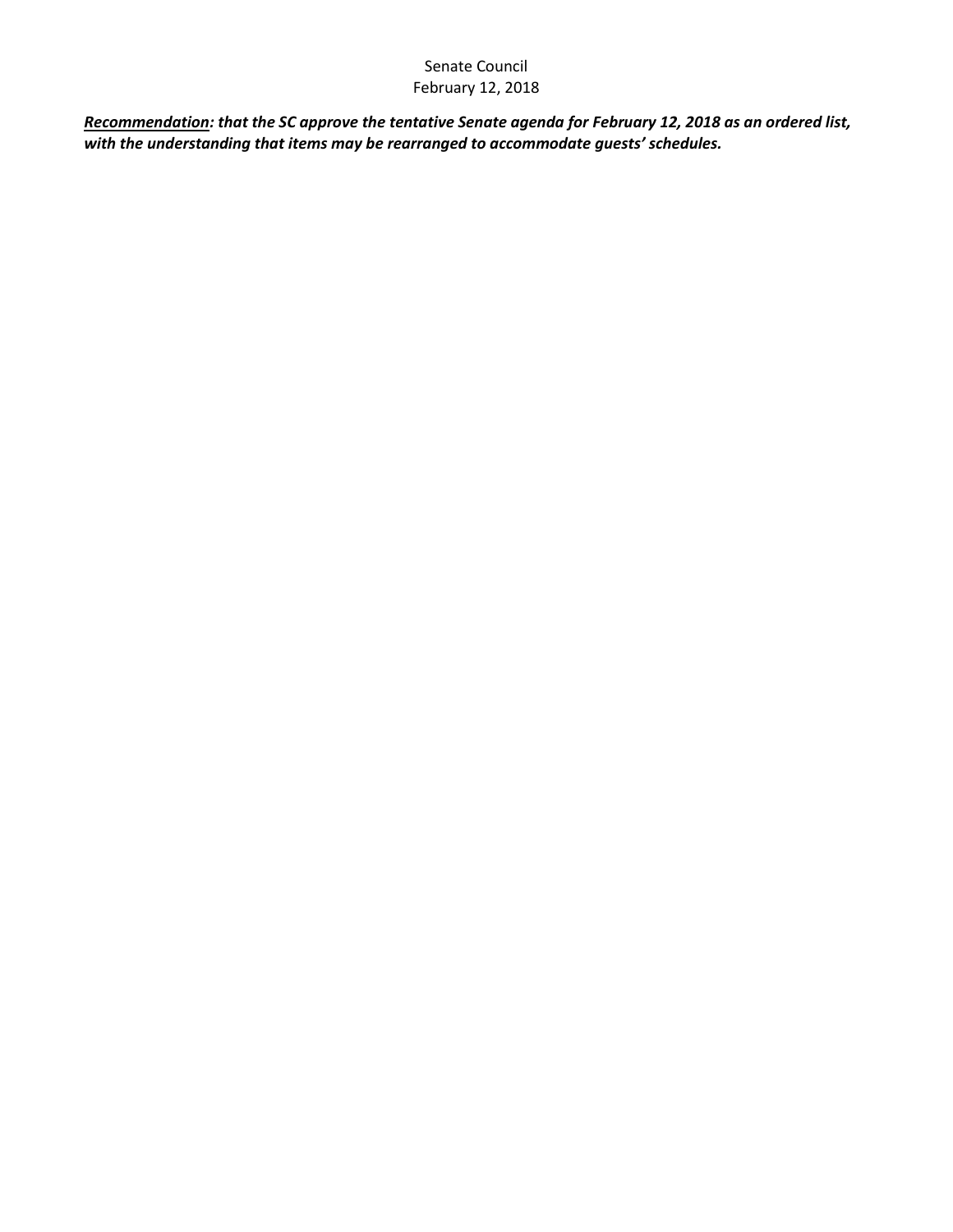Senate Council
February 12, 2018

***<u>Recommendation</u>: that the SC approve the tentative Senate agenda for February 12, 2018 as an ordered list, with the understanding that items may be rearranged to accommodate guests' schedules.***